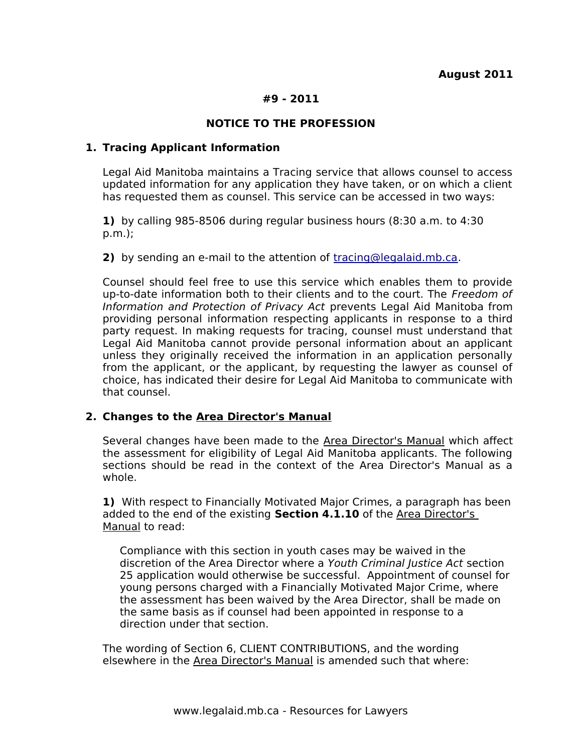**August 2011**

**#9 - 2011**

# NOTICE TO THE PROFESSION

## 1. Tracing Applicant Information

Legal Aid Manitoba maintains a Tracing service that allows counsel to access updated information for any application they have taken, or on which a client has requested them as counsel. This service can be accessed in two ways:

**1)** by calling 985-8506 during regular business hours (8:30 a.m. to 4:30 p.m.);

**2)** by sending an e-mail to the attention of tracing@legalaid.mb.ca.

Counsel should feel free to use this service which enables them to provide up-to-date information both to their clients and to the court. The *Freedom of Information and Protection of Privacy Act* prevents Legal Aid Manitoba from providing personal information respecting applicants in response to a third party request. In making requests for tracing, counsel must understand that Legal Aid Manitoba cannot provide personal information about an applicant unless they originally received the information in an application personally from the applicant, or the applicant, by requesting the lawyer as counsel of choice, has indicated their desire for Legal Aid Manitoba to communicate with that counsel.

## 2. Changes to the Area Director's Manual

Several changes have been made to the Area Director's Manual which affect the assessment for eligibility of Legal Aid Manitoba applicants. The following sections should be read in the context of the Area Director's Manual as a whole.

**1)** With respect to Financially Motivated Major Crimes, a paragraph has been added to the end of the existing **Section 4.1.10** of the Area Director's Manual to read:

> Compliance with this section in youth cases may be waived in the discretion of the Area Director where a *Youth Criminal Justice Act* section 25 application would otherwise be successful. Appointment of counsel for young persons charged with a Financially Motivated Major Crime, where the assessment has been waived by the Area Director, shall be made on the same basis as if counsel had been appointed in response to a direction under that section.

The wording of Section 6, CLIENT CONTRIBUTIONS, and the wording elsewhere in the Area Director's Manual is amended such that where: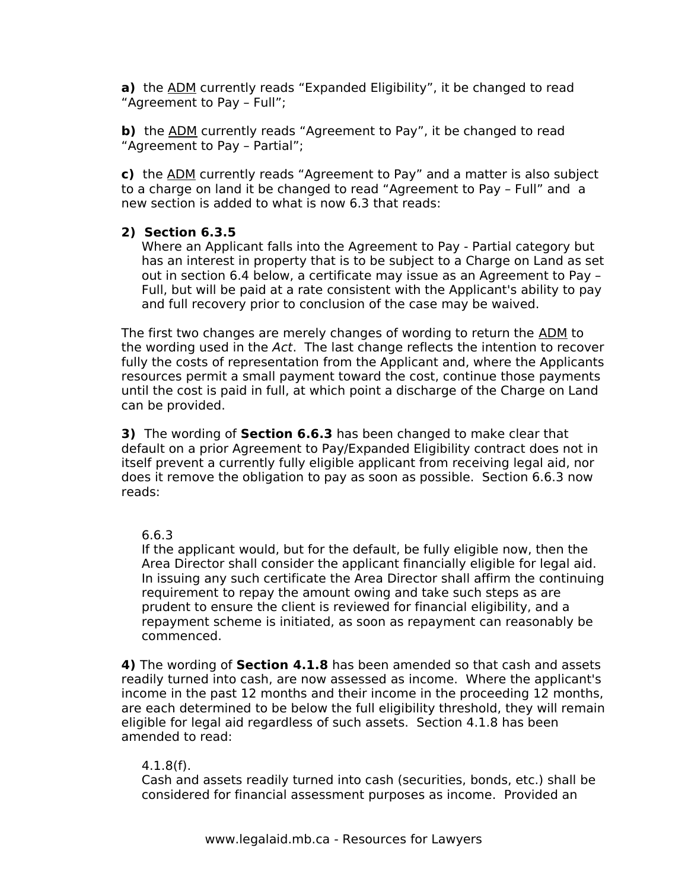**a)** the ADM currently reads “Expanded Eligibility”, it be changed to read “Agreement to Pay – Full”;

**b)** the ADM currently reads “Agreement to Pay”, it be changed to read “Agreement to Pay – Partial”;

**c)** the ADM currently reads “Agreement to Pay” and a matter is also subject to a charge on land it be changed to read “Agreement to Pay – Full” and a new section is added to what is now 6.3 that reads:

**2) Section 6.3.5**

Where an Applicant falls into the Agreement to Pay - Partial category but has an interest in property that is to be subject to a Charge on Land as set out in section 6.4 below, a certificate may issue as an Agreement to Pay – Full, but will be paid at a rate consistent with the Applicant's ability to pay and full recovery prior to conclusion of the case may be waived.

The first two changes are merely changes of wording to return the ADM to the wording used in the *Act*. The last change reflects the intention to recover fully the costs of representation from the Applicant and, where the Applicants resources permit a small payment toward the cost, continue those payments until the cost is paid in full, at which point a discharge of the Charge on Land can be provided.

**3)** The wording of **Section 6.6.3** has been changed to make clear that default on a prior Agreement to Pay/Expanded Eligibility contract does not in itself prevent a currently fully eligible applicant from receiving legal aid, nor does it remove the obligation to pay as soon as possible. Section 6.6.3 now reads:

6.6.3

If the applicant would, but for the default, be fully eligible now, then the Area Director shall consider the applicant financially eligible for legal aid. In issuing any such certificate the Area Director shall affirm the continuing requirement to repay the amount owing and take such steps as are prudent to ensure the client is reviewed for financial eligibility, and a repayment scheme is initiated, as soon as repayment can reasonably be commenced.

**4)** The wording of **Section 4.1.8** has been amended so that cash and assets readily turned into cash, are now assessed as income. Where the applicant's income in the past 12 months and their income in the proceeding 12 months, are each determined to be below the full eligibility threshold, they will remain eligible for legal aid regardless of such assets. Section 4.1.8 has been amended to read:

4.1.8(f).

Cash and assets readily turned into cash (securities, bonds, etc.) shall be considered for financial assessment purposes as income. Provided an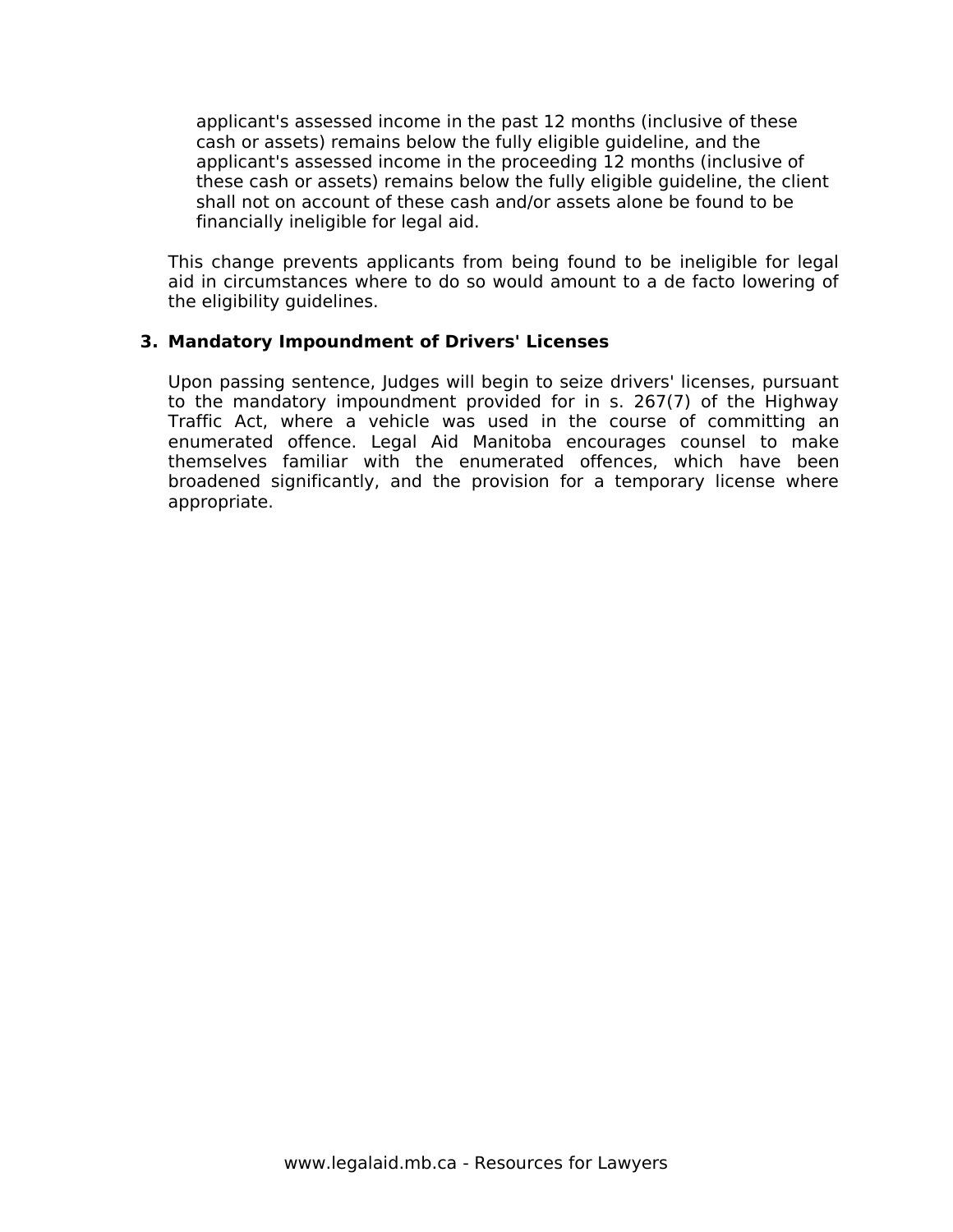applicant's assessed income in the past 12 months (inclusive of these cash or assets) remains below the fully eligible guideline, and the applicant's assessed income in the proceeding 12 months (inclusive of these cash or assets) remains below the fully eligible guideline, the client shall not on account of these cash and/or assets alone be found to be financially ineligible for legal aid.

This change prevents applicants from being found to be ineligible for legal aid in circumstances where to do so would amount to a de facto lowering of the eligibility guidelines.

**3. Mandatory Impoundment of Drivers' Licenses**

Upon passing sentence, Judges will begin to seize drivers' licenses, pursuant to the mandatory impoundment provided for in s. 267(7) of the Highway Traffic Act, where a vehicle was used in the course of committing an enumerated offence. Legal Aid Manitoba encourages counsel to make themselves familiar with the enumerated offences, which have been broadened significantly, and the provision for a temporary license where appropriate.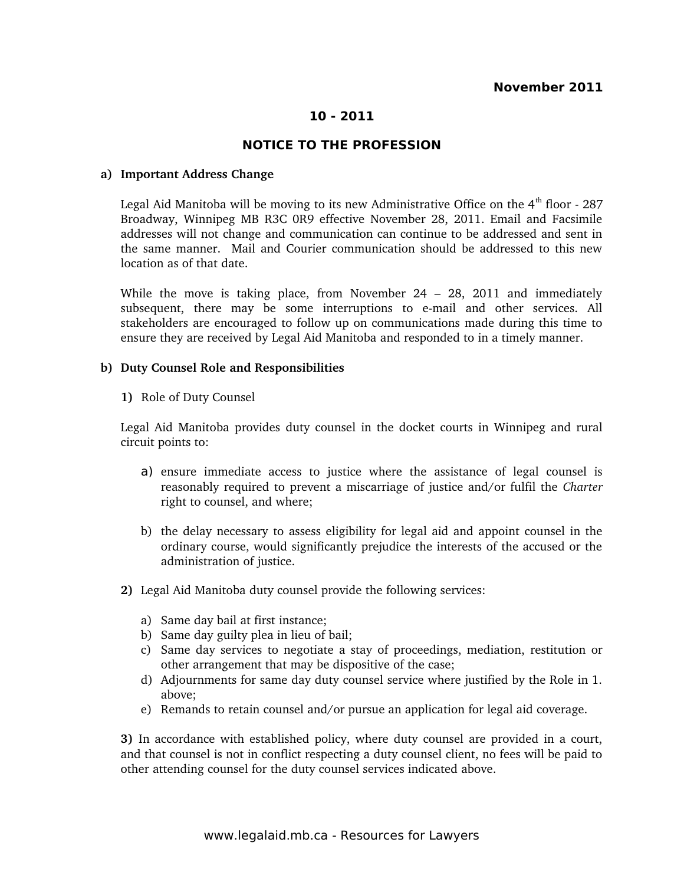**November 2011**

**10 - 2011**

## NOTICE TO THE PROFESSION

**a) Important Address Change**

Legal Aid Manitoba will be moving to its new Administrative Office on the 4th floor - 287 Broadway, Winnipeg MB R3C 0R9 effective November 28, 2011. Email and Facsimile addresses will not change and communication can continue to be addressed and sent in the same manner. Mail and Courier communication should be addressed to this new location as of that date.

While the move is taking place, from November 24 – 28, 2011 and immediately subsequent, there may be some interruptions to e-mail and other services. All stakeholders are encouraged to follow up on communications made during this time to ensure they are received by Legal Aid Manitoba and responded to in a timely manner.

**b) Duty Counsel Role and Responsibilities**

**1)** Role of Duty Counsel

Legal Aid Manitoba provides duty counsel in the docket courts in Winnipeg and rural circuit points to:

a) ensure immediate access to justice where the assistance of legal counsel is reasonably required to prevent a miscarriage of justice and/or fulfil the *Charter* right to counsel, and where;

b) the delay necessary to assess eligibility for legal aid and appoint counsel in the ordinary course, would significantly prejudice the interests of the accused or the administration of justice.

**2)** Legal Aid Manitoba duty counsel provide the following services:

a) Same day bail at first instance;
b) Same day guilty plea in lieu of bail;
c) Same day services to negotiate a stay of proceedings, mediation, restitution or other arrangement that may be dispositive of the case;
d) Adjournments for same day duty counsel service where justified by the Role in 1. above;
e) Remands to retain counsel and/or pursue an application for legal aid coverage.

**3)** In accordance with established policy, where duty counsel are provided in a court, and that counsel is not in conflict respecting a duty counsel client, no fees will be paid to other attending counsel for the duty counsel services indicated above.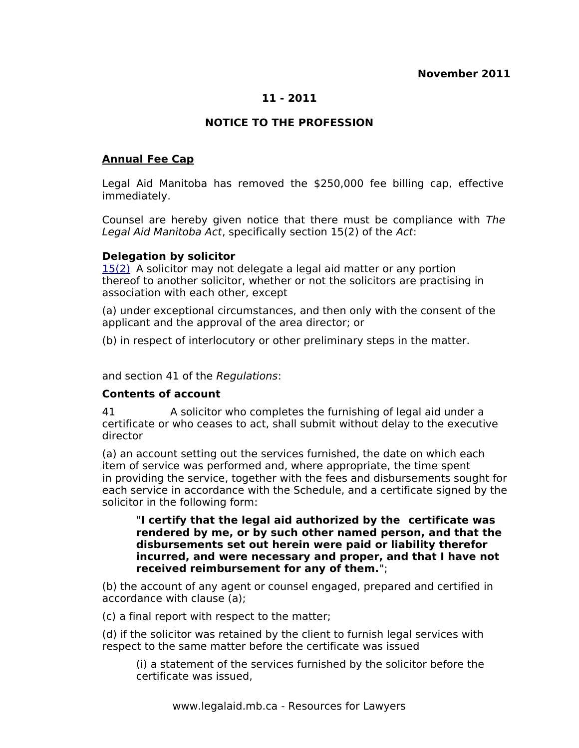**November 2011**

**11 - 2011**

**NOTICE TO THE PROFESSION**

## Annual Fee Cap

Legal Aid Manitoba has removed the $250,000 fee billing cap, effective immediately.

Counsel are hereby given notice that there must be compliance with *The Legal Aid Manitoba Act*, specifically section 15(2) of the *Act*:

**Delegation by solicitor**
15(2) A solicitor may not delegate a legal aid matter or any portion thereof to another solicitor, whether or not the solicitors are practising in association with each other, except

(a) under exceptional circumstances, and then only with the consent of the applicant and the approval of the area director; or

(b) in respect of interlocutory or other preliminary steps in the matter.

and section 41 of the *Regulations*:

**Contents of account**

41 A solicitor who completes the furnishing of legal aid under a certificate or who ceases to act, shall submit without delay to the executive director

(a) an account setting out the services furnished, the date on which each item of service was performed and, where appropriate, the time spent in providing the service, together with the fees and disbursements sought for each service in accordance with the Schedule, and a certificate signed by the solicitor in the following form:

> "**I certify that the legal aid authorized by the certificate was rendered by me, or by such other named person, and that the disbursements set out herein were paid or liability therefor incurred, and were necessary and proper, and that I have not received reimbursement for any of them.**";

(b) the account of any agent or counsel engaged, prepared and certified in accordance with clause (a);

(c) a final report with respect to the matter;

(d) if the solicitor was retained by the client to furnish legal services with respect to the same matter before the certificate was issued

> (i) a statement of the services furnished by the solicitor before the certificate was issued,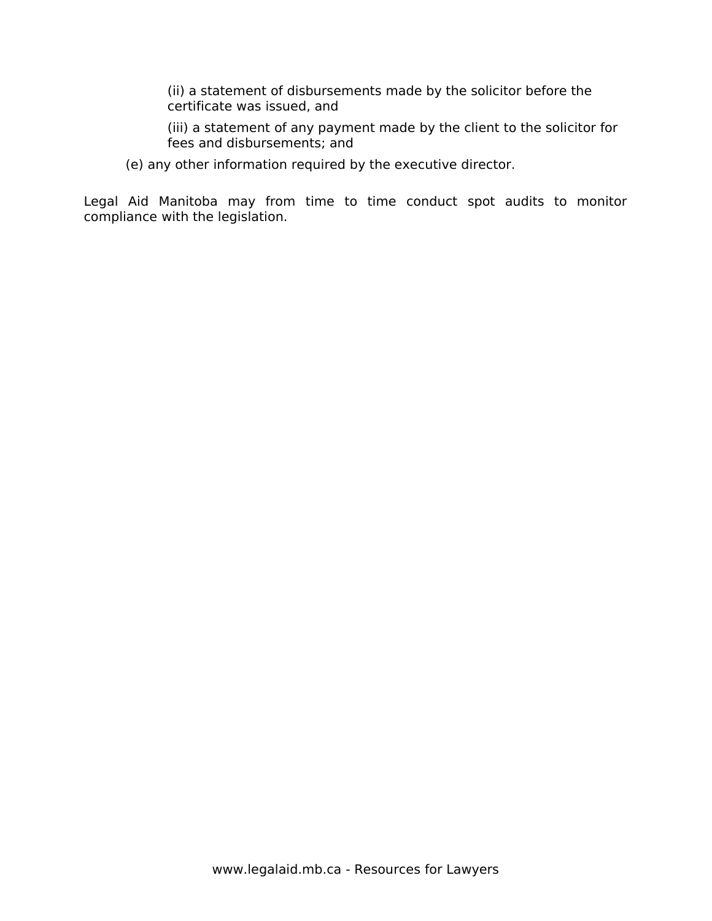(ii) a statement of disbursements made by the solicitor before the certificate was issued, and

(iii) a statement of any payment made by the client to the solicitor for fees and disbursements; and

(e) any other information required by the executive director.

Legal Aid Manitoba may from time to time conduct spot audits to monitor compliance with the legislation.